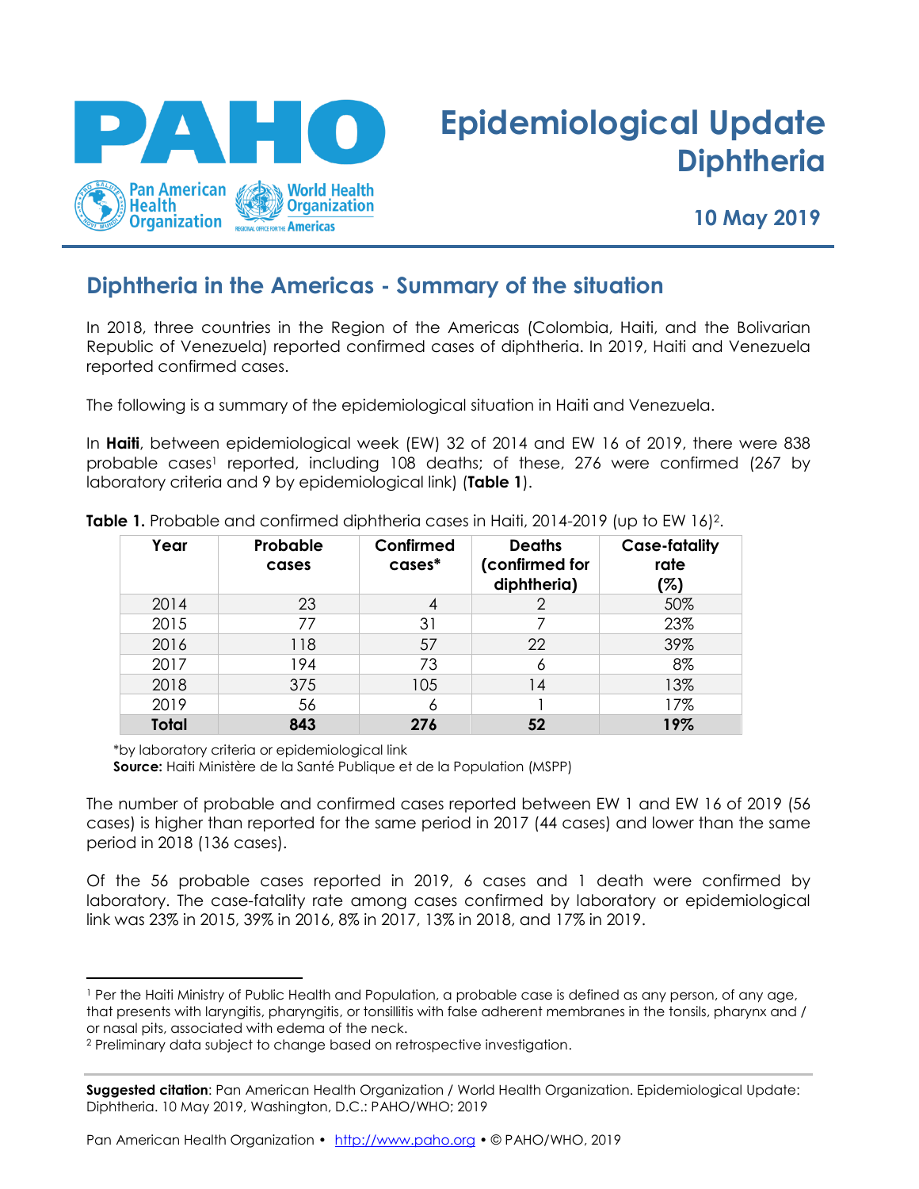# Epidemiological Update Diphtheria

**10 May 2019**

## Diphtheria in the Americas - Summary of the situation

In 2018, three countries in the Region of the Americas (Colombia, Haiti, and the Bolivarian Republic of Venezuela) reported confirmed cases of diphtheria. In 2019, Haiti and Venezuela reported confirmed cases.

The following is a summary of the epidemiological situation in Haiti and Venezuela.

In **Haiti**, between epidemiological week (EW) 32 of 2014 and EW 16 of 2019, there were 838 probable cases[1] reported, including 108 deaths; of these, 276 were confirmed (267 by laboratory criteria and 9 by epidemiological link) (**Table 1**).

**Table 1.** Probable and confirmed diphtheria cases in Haiti, 2014-2019 (up to EW 16)[2].

| Year | Probable cases | Confirmed cases* | Deaths (confirmed for diphtheria) | Case-fatality rate (%) |
|---|---|---|---|---|
| 2014 | 23 | 4 | 2 | 50% |
| 2015 | 77 | 31 | 7 | 23% |
| 2016 | 118 | 57 | 22 | 39% |
| 2017 | 194 | 73 | 6 | 8% |
| 2018 | 375 | 105 | 14 | 13% |
| 2019 | 56 | 6 | 1 | 17% |
| **Total** | **843** | **276** | **52** | **19%** |

*by laboratory criteria or epidemiological link

**Source:** Haiti Ministère de la Santé Publique et de la Population (MSPP)

The number of probable and confirmed cases reported between EW 1 and EW 16 of 2019 (56 cases) is higher than reported for the same period in 2017 (44 cases) and lower than the same period in 2018 (136 cases).

Of the 56 probable cases reported in 2019, 6 cases and 1 death were confirmed by laboratory. The case-fatality rate among cases confirmed by laboratory or epidemiological link was 23% in 2015, 39% in 2016, 8% in 2017, 13% in 2018, and 17% in 2019.

[1] Per the Haiti Ministry of Public Health and Population, a probable case is defined as any person, of any age, that presents with laryngitis, pharyngitis, or tonsillitis with false adherent membranes in the tonsils, pharynx and / or nasal pits, associated with edema of the neck.

[2] Preliminary data subject to change based on retrospective investigation.

**Suggested citation**: Pan American Health Organization / World Health Organization. Epidemiological Update: Diphtheria. 10 May 2019, Washington, D.C.: PAHO/WHO; 2019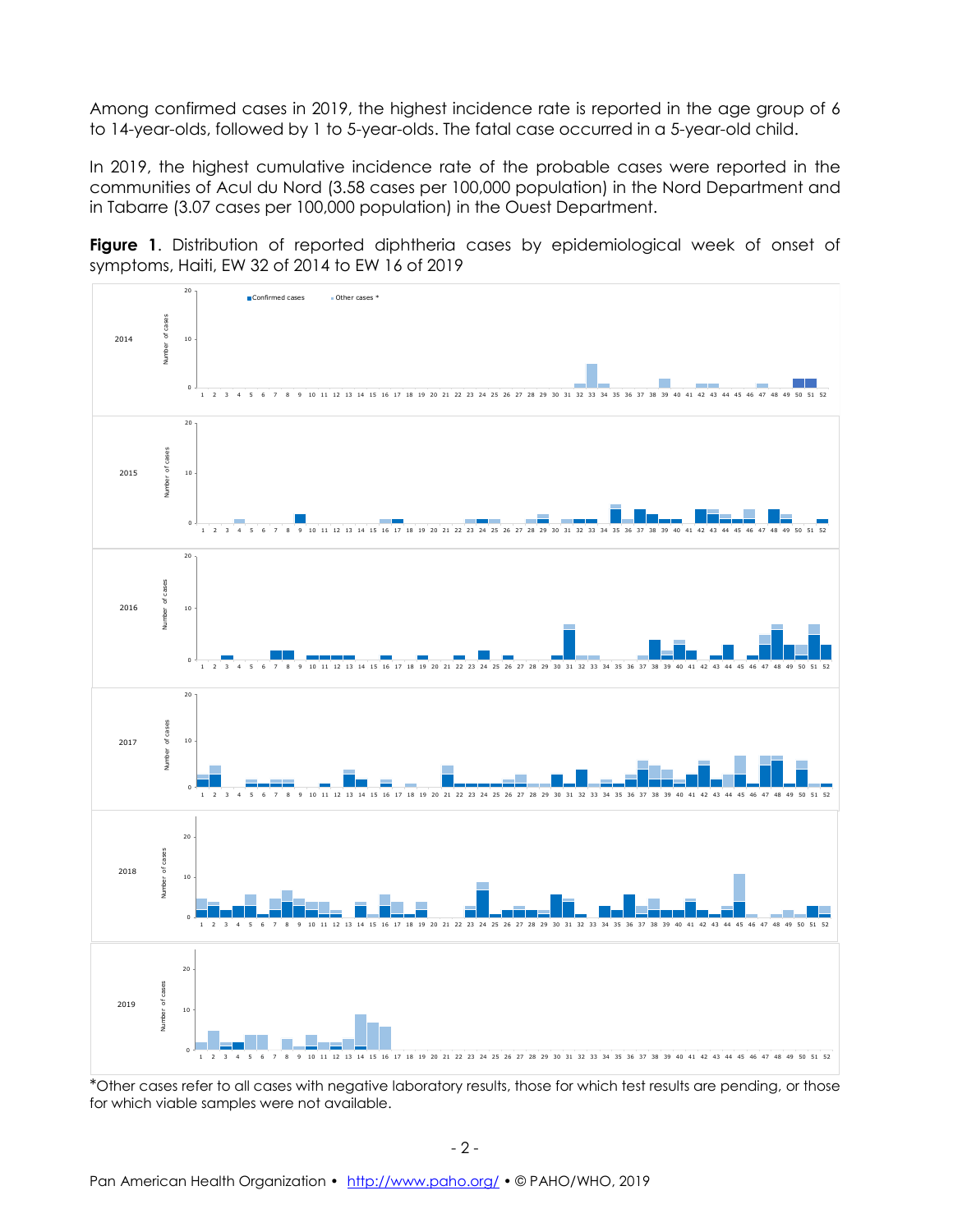Among confirmed cases in 2019, the highest incidence rate is reported in the age group of 6 to 14-year-olds, followed by 1 to 5-year-olds. The fatal case occurred in a 5-year-old child.

In 2019, the highest cumulative incidence rate of the probable cases were reported in the communities of Acul du Nord (3.58 cases per 100,000 population) in the Nord Department and in Tabarre (3.07 cases per 100,000 population) in the Ouest Department.

**Figure 1**. Distribution of reported diphtheria cases by epidemiological week of onset of symptoms, Haiti, EW 32 of 2014 to EW 16 of 2019

*Other cases refer to all cases with negative laboratory results, those for which test results are pending, or those for which viable samples were not available.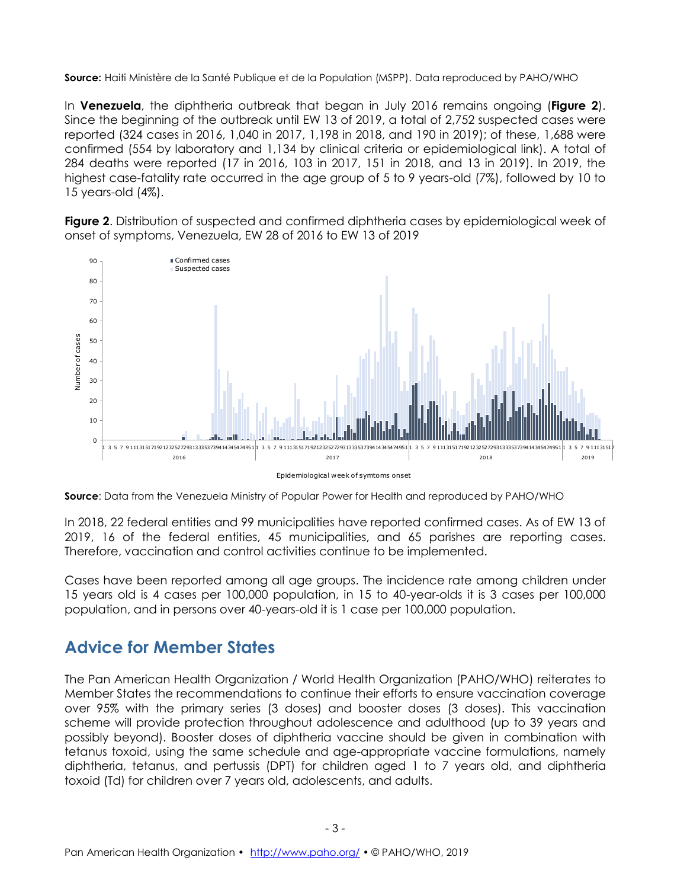**Source:** Haiti Ministère de la Santé Publique et de la Population (MSPP). Data reproduced by PAHO/WHO

In **Venezuela**, the diphtheria outbreak that began in July 2016 remains ongoing (**Figure 2**). Since the beginning of the outbreak until EW 13 of 2019, a total of 2,752 suspected cases were reported (324 cases in 2016, 1,040 in 2017, 1,198 in 2018, and 190 in 2019); of these, 1,688 were confirmed (554 by laboratory and 1,134 by clinical criteria or epidemiological link). A total of 284 deaths were reported (17 in 2016, 103 in 2017, 151 in 2018, and 13 in 2019). In 2019, the highest case-fatality rate occurred in the age group of 5 to 9 years-old (7%), followed by 10 to 15 years-old (4%).

**Figure 2**. Distribution of suspected and confirmed diphtheria cases by epidemiological week of onset of symptoms, Venezuela, EW 28 of 2016 to EW 13 of 2019

**Source**: Data from the Venezuela Ministry of Popular Power for Health and reproduced by PAHO/WHO

In 2018, 22 federal entities and 99 municipalities have reported confirmed cases. As of EW 13 of 2019, 16 of the federal entities, 45 municipalities, and 65 parishes are reporting cases. Therefore, vaccination and control activities continue to be implemented.

Cases have been reported among all age groups. The incidence rate among children under 15 years old is 4 cases per 100,000 population, in 15 to 40-year-olds it is 3 cases per 100,000 population, and in persons over 40-years-old it is 1 case per 100,000 population.

## Advice for Member States

The Pan American Health Organization / World Health Organization (PAHO/WHO) reiterates to Member States the recommendations to continue their efforts to ensure vaccination coverage over 95% with the primary series (3 doses) and booster doses (3 doses). This vaccination scheme will provide protection throughout adolescence and adulthood (up to 39 years and possibly beyond). Booster doses of diphtheria vaccine should be given in combination with tetanus toxoid, using the same schedule and age-appropriate vaccine formulations, namely diphtheria, tetanus, and pertussis (DPT) for children aged 1 to 7 years old, and diphtheria toxoid (Td) for children over 7 years old, adolescents, and adults.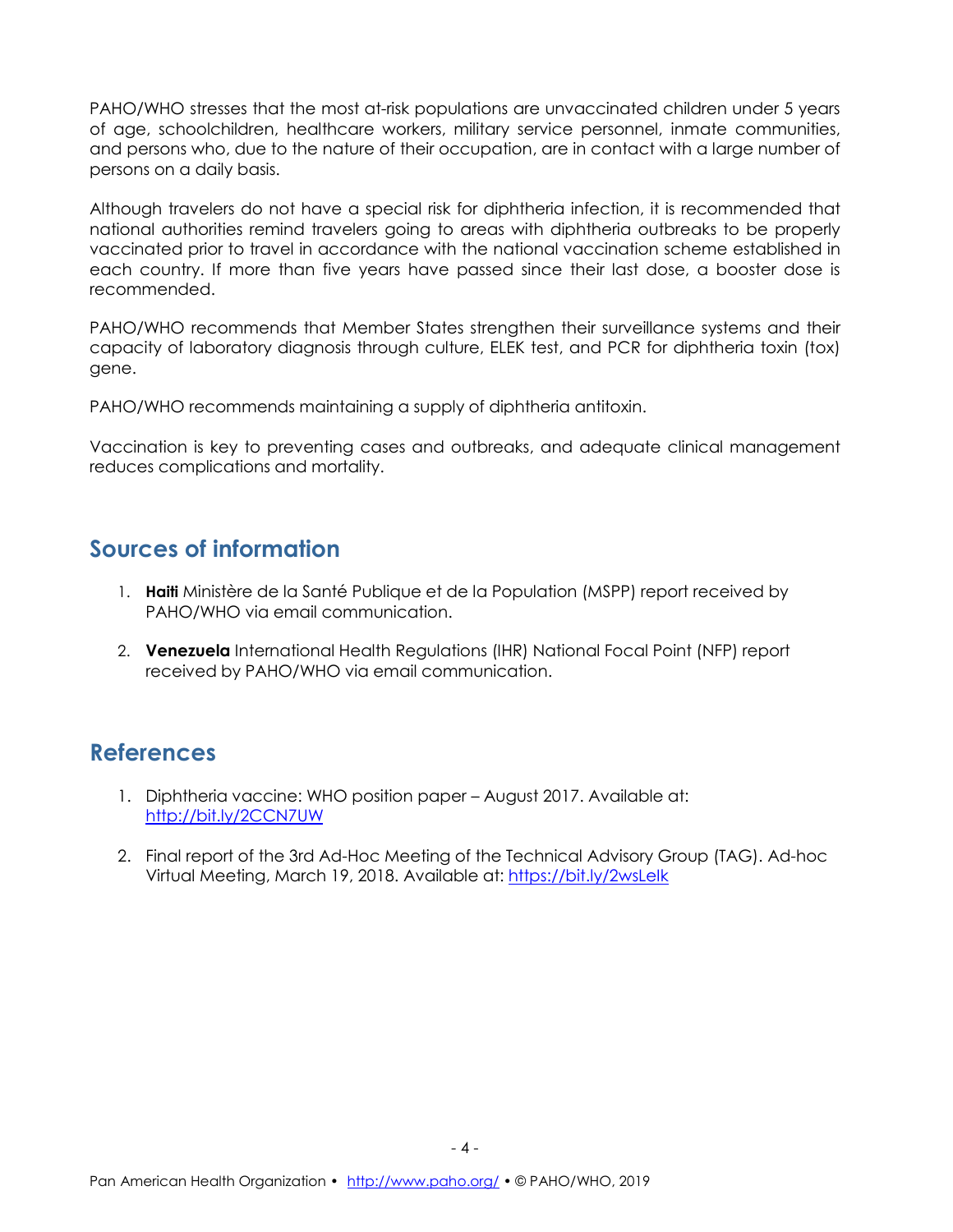PAHO/WHO stresses that the most at-risk populations are unvaccinated children under 5 years of age, schoolchildren, healthcare workers, military service personnel, inmate communities, and persons who, due to the nature of their occupation, are in contact with a large number of persons on a daily basis.

Although travelers do not have a special risk for diphtheria infection, it is recommended that national authorities remind travelers going to areas with diphtheria outbreaks to be properly vaccinated prior to travel in accordance with the national vaccination scheme established in each country. If more than five years have passed since their last dose, a booster dose is recommended.

PAHO/WHO recommends that Member States strengthen their surveillance systems and their capacity of laboratory diagnosis through culture, ELEK test, and PCR for diphtheria toxin (tox) gene.

PAHO/WHO recommends maintaining a supply of diphtheria antitoxin.

Vaccination is key to preventing cases and outbreaks, and adequate clinical management reduces complications and mortality.

## Sources of information

1. **Haiti** Ministère de la Santé Publique et de la Population (MSPP) report received by PAHO/WHO via email communication.
2. **Venezuela** International Health Regulations (IHR) National Focal Point (NFP) report received by PAHO/WHO via email communication.

## References

1. Diphtheria vaccine: WHO position paper – August 2017. Available at: http://bit.ly/2CCN7UW
2. Final report of the 3rd Ad-Hoc Meeting of the Technical Advisory Group (TAG). Ad-hoc Virtual Meeting, March 19, 2018. Available at: https://bit.ly/2wsLelk